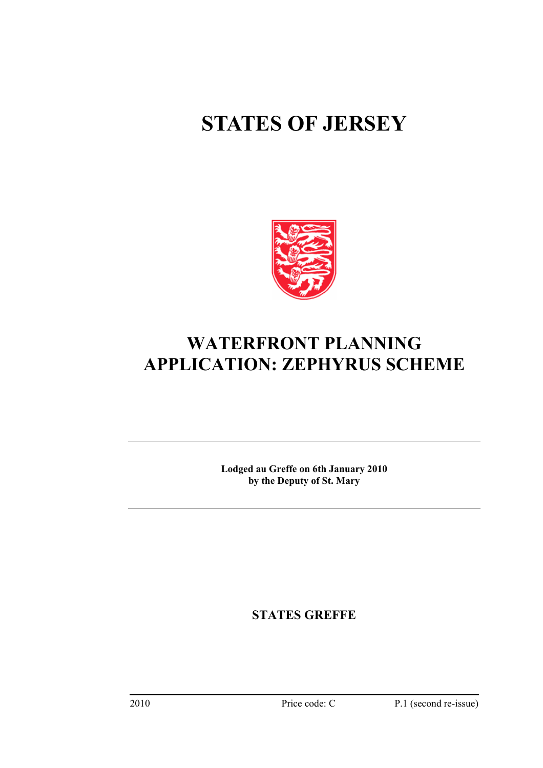# STATES OF JERSEY

## WATERFRONT PLANNING APPLICATION: ZEPHYRUS SCHEME

**Lodged au Greffe on 6th January 2010**
**by the Deputy of St. Mary**

**STATES GREFFE**

2010 Price code: C P.1 (second re-issue)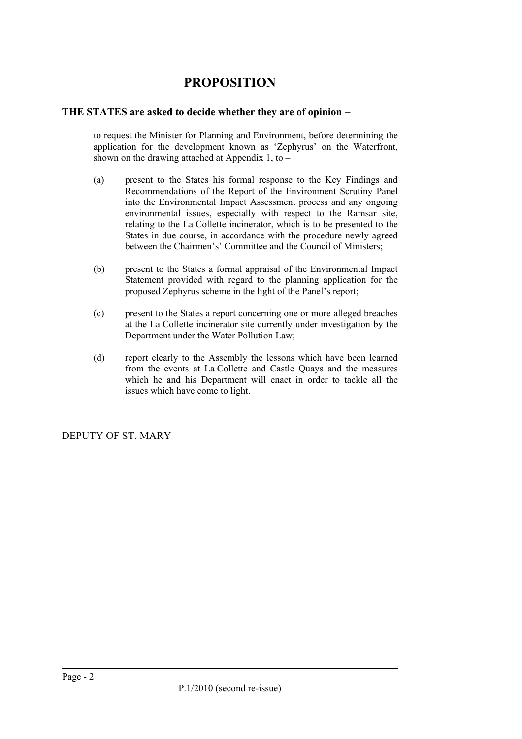# PROPOSITION

**THE STATES are asked to decide whether they are of opinion −**

to request the Minister for Planning and Environment, before determining the application for the development known as 'Zephyrus' on the Waterfront, shown on the drawing attached at Appendix 1, to –

(a) present to the States his formal response to the Key Findings and Recommendations of the Report of the Environment Scrutiny Panel into the Environmental Impact Assessment process and any ongoing environmental issues, especially with respect to the Ramsar site, relating to the La Collette incinerator, which is to be presented to the States in due course, in accordance with the procedure newly agreed between the Chairmen's' Committee and the Council of Ministers;

(b) present to the States a formal appraisal of the Environmental Impact Statement provided with regard to the planning application for the proposed Zephyrus scheme in the light of the Panel's report;

(c) present to the States a report concerning one or more alleged breaches at the La Collette incinerator site currently under investigation by the Department under the Water Pollution Law;

(d) report clearly to the Assembly the lessons which have been learned from the events at La Collette and Castle Quays and the measures which he and his Department will enact in order to tackle all the issues which have come to light.

DEPUTY OF ST. MARY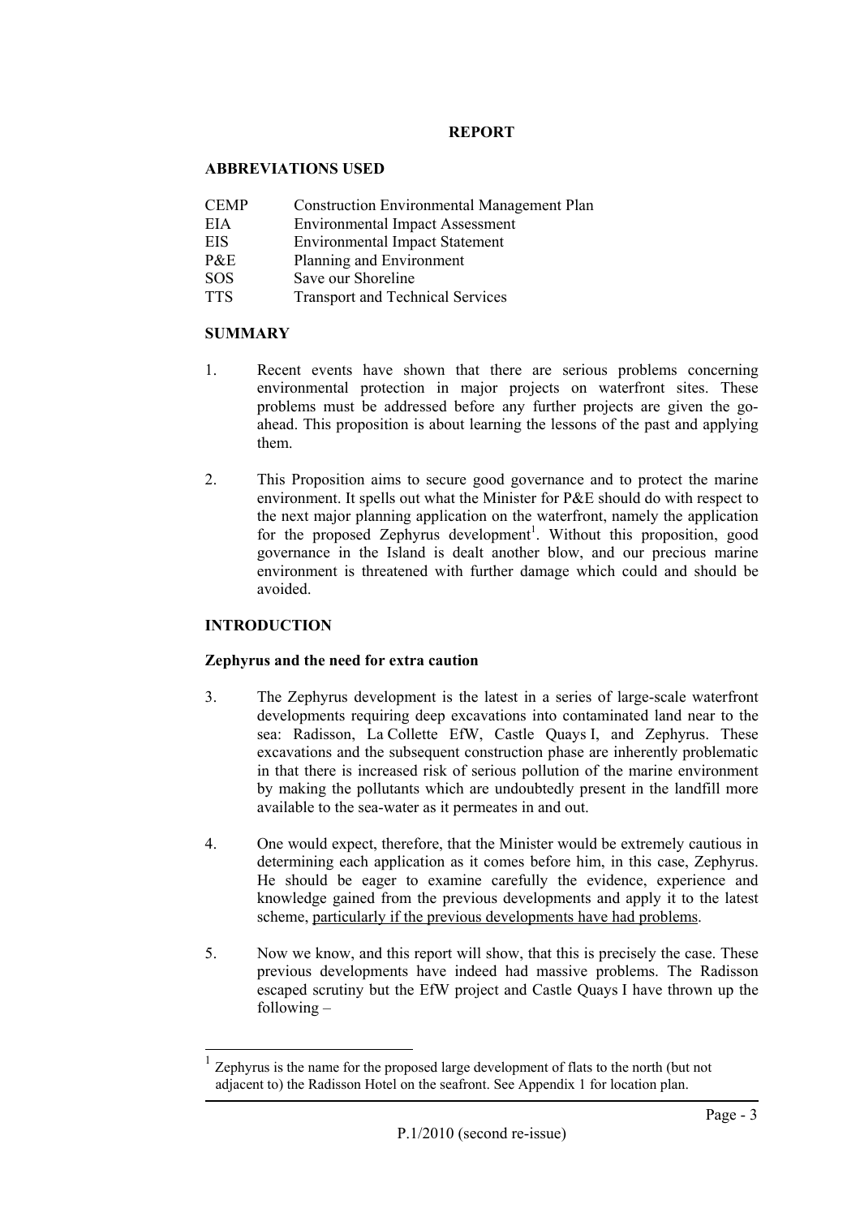**REPORT**

**ABBREVIATIONS USED**

| | |
|---|---|
| CEMP | Construction Environmental Management Plan |
| EIA | Environmental Impact Assessment |
| EIS | Environmental Impact Statement |
| P&E | Planning and Environment |
| SOS | Save our Shoreline |
| TTS | Transport and Technical Services |

**SUMMARY**

1. Recent events have shown that there are serious problems concerning environmental protection in major projects on waterfront sites. These problems must be addressed before any further projects are given the go-ahead. This proposition is about learning the lessons of the past and applying them.

2. This Proposition aims to secure good governance and to protect the marine environment. It spells out what the Minister for P&E should do with respect to the next major planning application on the waterfront, namely the application for the proposed Zephyrus development[1]. Without this proposition, good governance in the Island is dealt another blow, and our precious marine environment is threatened with further damage which could and should be avoided.

**INTRODUCTION**

**Zephyrus and the need for extra caution**

3. The Zephyrus development is the latest in a series of large-scale waterfront developments requiring deep excavations into contaminated land near to the sea: Radisson, La Collette EfW, Castle Quays I, and Zephyrus. These excavations and the subsequent construction phase are inherently problematic in that there is increased risk of serious pollution of the marine environment by making the pollutants which are undoubtedly present in the landfill more available to the sea-water as it permeates in and out.

4. One would expect, therefore, that the Minister would be extremely cautious in determining each application as it comes before him, in this case, Zephyrus. He should be eager to examine carefully the evidence, experience and knowledge gained from the previous developments and apply it to the latest scheme, <u>particularly if the previous developments have had problems</u>.

5. Now we know, and this report will show, that this is precisely the case. These previous developments have indeed had massive problems. The Radisson escaped scrutiny but the EfW project and Castle Quays I have thrown up the following –

---

[1] Zephyrus is the name for the proposed large development of flats to the north (but not adjacent to) the Radisson Hotel on the seafront. See Appendix 1 for location plan.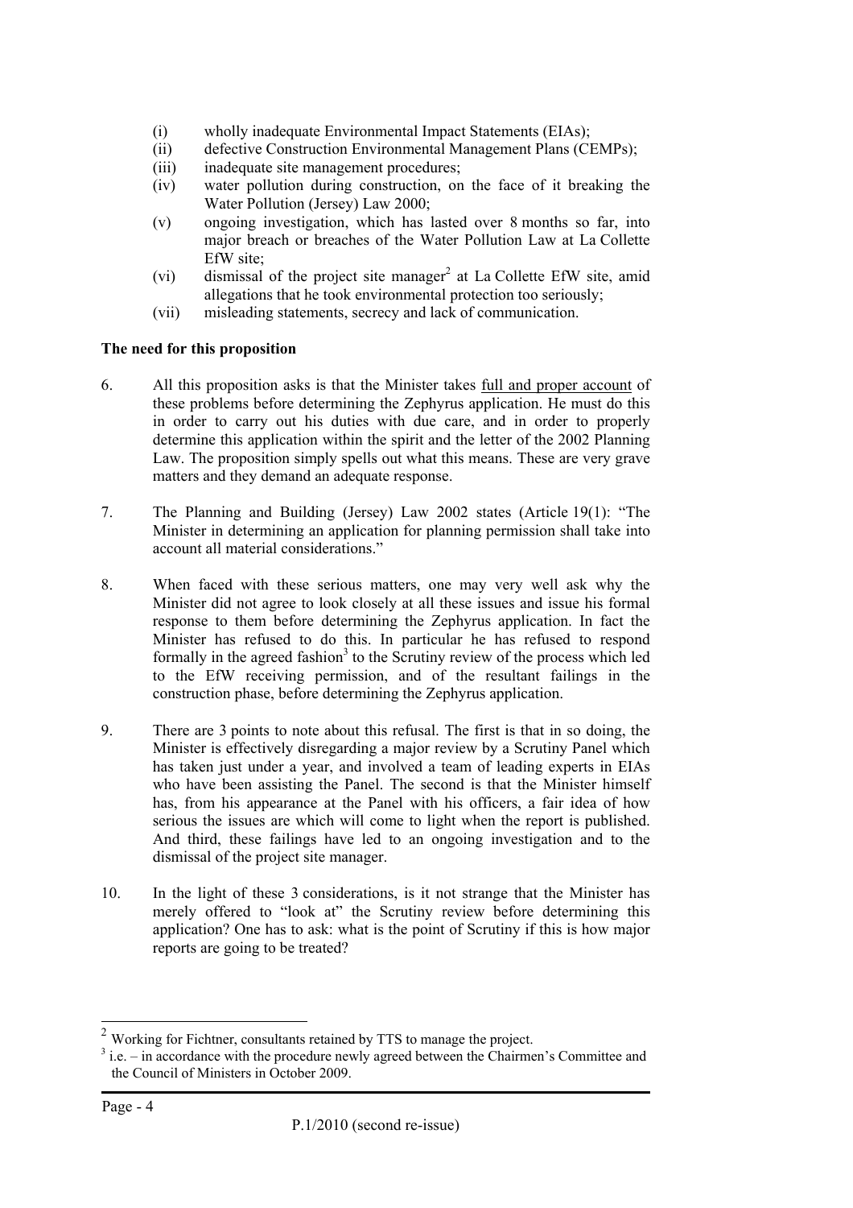(i) wholly inadequate Environmental Impact Statements (EIAs);
(ii) defective Construction Environmental Management Plans (CEMPs);
(iii) inadequate site management procedures;
(iv) water pollution during construction, on the face of it breaking the Water Pollution (Jersey) Law 2000;
(v) ongoing investigation, which has lasted over 8 months so far, into major breach or breaches of the Water Pollution Law at La Collette EfW site;
(vi) dismissal of the project site manager[2] at La Collette EfW site, amid allegations that he took environmental protection too seriously;
(vii) misleading statements, secrecy and lack of communication.

**The need for this proposition**

6. All this proposition asks is that the Minister takes <u>full and proper account</u> of these problems before determining the Zephyrus application. He must do this in order to carry out his duties with due care, and in order to properly determine this application within the spirit and the letter of the 2002 Planning Law. The proposition simply spells out what this means. These are very grave matters and they demand an adequate response.

7. The Planning and Building (Jersey) Law 2002 states (Article 19(1): "The Minister in determining an application for planning permission shall take into account all material considerations."

8. When faced with these serious matters, one may very well ask why the Minister did not agree to look closely at all these issues and issue his formal response to them before determining the Zephyrus application. In fact the Minister has refused to do this. In particular he has refused to respond formally in the agreed fashion[3] to the Scrutiny review of the process which led to the EfW receiving permission, and of the resultant failings in the construction phase, before determining the Zephyrus application.

9. There are 3 points to note about this refusal. The first is that in so doing, the Minister is effectively disregarding a major review by a Scrutiny Panel which has taken just under a year, and involved a team of leading experts in EIAs who have been assisting the Panel. The second is that the Minister himself has, from his appearance at the Panel with his officers, a fair idea of how serious the issues are which will come to light when the report is published. And third, these failings have led to an ongoing investigation and to the dismissal of the project site manager.

10. In the light of these 3 considerations, is it not strange that the Minister has merely offered to "look at" the Scrutiny review before determining this application? One has to ask: what is the point of Scrutiny if this is how major reports are going to be treated?

---

[2] Working for Fichtner, consultants retained by TTS to manage the project.

[3] i.e. – in accordance with the procedure newly agreed between the Chairmen's Committee and the Council of Ministers in October 2009.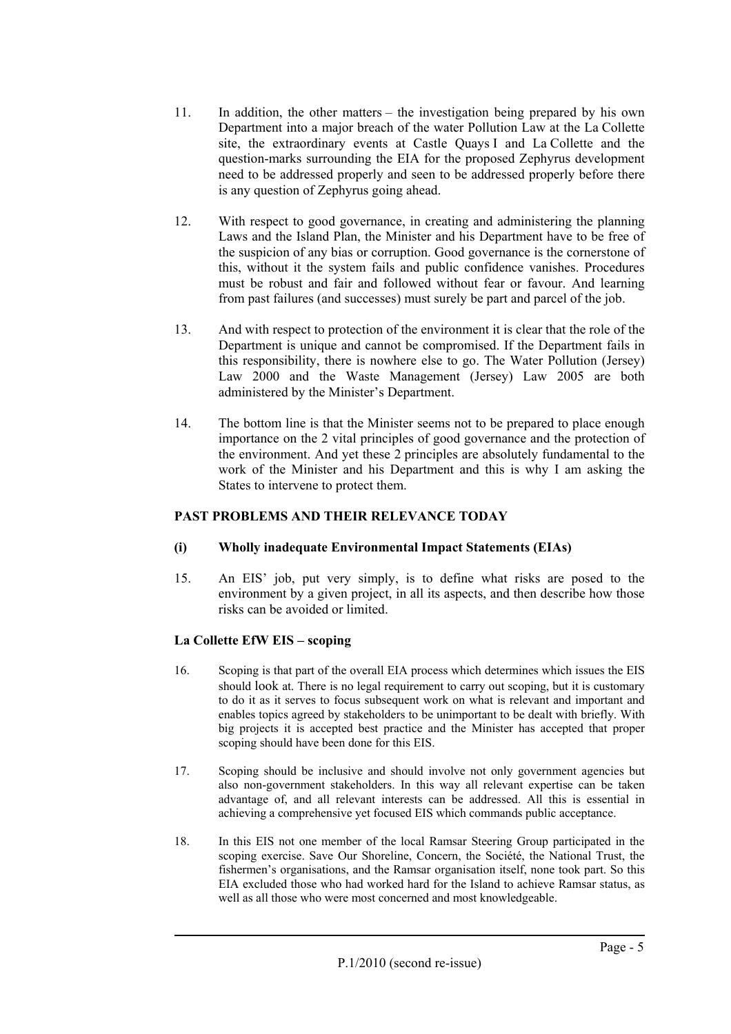11. In addition, the other matters – the investigation being prepared by his own Department into a major breach of the water Pollution Law at the La Collette site, the extraordinary events at Castle Quays I and La Collette and the question-marks surrounding the EIA for the proposed Zephyrus development need to be addressed properly and seen to be addressed properly before there is any question of Zephyrus going ahead.

12. With respect to good governance, in creating and administering the planning Laws and the Island Plan, the Minister and his Department have to be free of the suspicion of any bias or corruption. Good governance is the cornerstone of this, without it the system fails and public confidence vanishes. Procedures must be robust and fair and followed without fear or favour. And learning from past failures (and successes) must surely be part and parcel of the job.

13. And with respect to protection of the environment it is clear that the role of the Department is unique and cannot be compromised. If the Department fails in this responsibility, there is nowhere else to go. The Water Pollution (Jersey) Law 2000 and the Waste Management (Jersey) Law 2005 are both administered by the Minister's Department.

14. The bottom line is that the Minister seems not to be prepared to place enough importance on the 2 vital principles of good governance and the protection of the environment. And yet these 2 principles are absolutely fundamental to the work of the Minister and his Department and this is why I am asking the States to intervene to protect them.

## PAST PROBLEMS AND THEIR RELEVANCE TODAY

### (i) Wholly inadequate Environmental Impact Statements (EIAs)

15. An EIS' job, put very simply, is to define what risks are posed to the environment by a given project, in all its aspects, and then describe how those risks can be avoided or limited.

### La Collette EfW EIS – scoping

16. Scoping is that part of the overall EIA process which determines which issues the EIS should look at. There is no legal requirement to carry out scoping, but it is customary to do it as it serves to focus subsequent work on what is relevant and important and enables topics agreed by stakeholders to be unimportant to be dealt with briefly. With big projects it is accepted best practice and the Minister has accepted that proper scoping should have been done for this EIS.

17. Scoping should be inclusive and should involve not only government agencies but also non-government stakeholders. In this way all relevant expertise can be taken advantage of, and all relevant interests can be addressed. All this is essential in achieving a comprehensive yet focused EIS which commands public acceptance.

18. In this EIS not one member of the local Ramsar Steering Group participated in the scoping exercise. Save Our Shoreline, Concern, the Société, the National Trust, the fishermen's organisations, and the Ramsar organisation itself, none took part. So this EIA excluded those who had worked hard for the Island to achieve Ramsar status, as well as all those who were most concerned and most knowledgeable.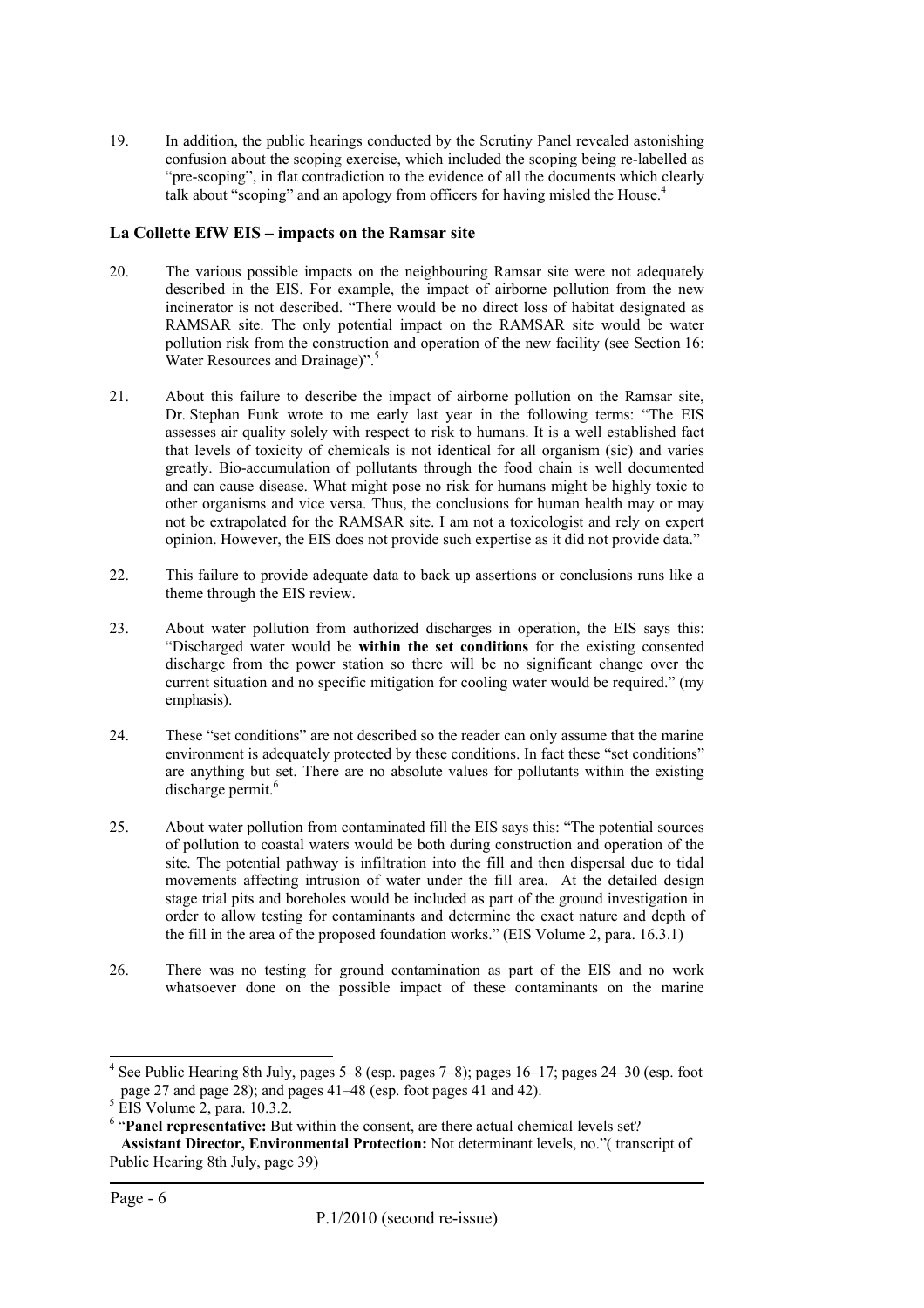19. In addition, the public hearings conducted by the Scrutiny Panel revealed astonishing confusion about the scoping exercise, which included the scoping being re-labelled as "pre-scoping", in flat contradiction to the evidence of all the documents which clearly talk about "scoping" and an apology from officers for having misled the House.[4]

## La Collette EfW EIS – impacts on the Ramsar site

20. The various possible impacts on the neighbouring Ramsar site were not adequately described in the EIS. For example, the impact of airborne pollution from the new incinerator is not described. "There would be no direct loss of habitat designated as RAMSAR site. The only potential impact on the RAMSAR site would be water pollution risk from the construction and operation of the new facility (see Section 16: Water Resources and Drainage)".[5]

21. About this failure to describe the impact of airborne pollution on the Ramsar site, Dr. Stephan Funk wrote to me early last year in the following terms: "The EIS assesses air quality solely with respect to risk to humans. It is a well established fact that levels of toxicity of chemicals is not identical for all organism (sic) and varies greatly. Bio-accumulation of pollutants through the food chain is well documented and can cause disease. What might pose no risk for humans might be highly toxic to other organisms and vice versa. Thus, the conclusions for human health may or may not be extrapolated for the RAMSAR site. I am not a toxicologist and rely on expert opinion. However, the EIS does not provide such expertise as it did not provide data."

22. This failure to provide adequate data to back up assertions or conclusions runs like a theme through the EIS review.

23. About water pollution from authorized discharges in operation, the EIS says this: "Discharged water would be **within the set conditions** for the existing consented discharge from the power station so there will be no significant change over the current situation and no specific mitigation for cooling water would be required." (my emphasis).

24. These "set conditions" are not described so the reader can only assume that the marine environment is adequately protected by these conditions. In fact these "set conditions" are anything but set. There are no absolute values for pollutants within the existing discharge permit.[6]

25. About water pollution from contaminated fill the EIS says this: "The potential sources of pollution to coastal waters would be both during construction and operation of the site. The potential pathway is infiltration into the fill and then dispersal due to tidal movements affecting intrusion of water under the fill area. At the detailed design stage trial pits and boreholes would be included as part of the ground investigation in order to allow testing for contaminants and determine the exact nature and depth of the fill in the area of the proposed foundation works." (EIS Volume 2, para. 16.3.1)

26. There was no testing for ground contamination as part of the EIS and no work whatsoever done on the possible impact of these contaminants on the marine

---

[4] See Public Hearing 8th July, pages 5–8 (esp. pages 7–8); pages 16–17; pages 24–30 (esp. foot page 27 and page 28); and pages 41–48 (esp. foot pages 41 and 42).

[5] EIS Volume 2, para. 10.3.2.

[6] "**Panel representative:** But within the consent, are there actual chemical levels set?
**Assistant Director, Environmental Protection:** Not determinant levels, no."( transcript of Public Hearing 8th July, page 39)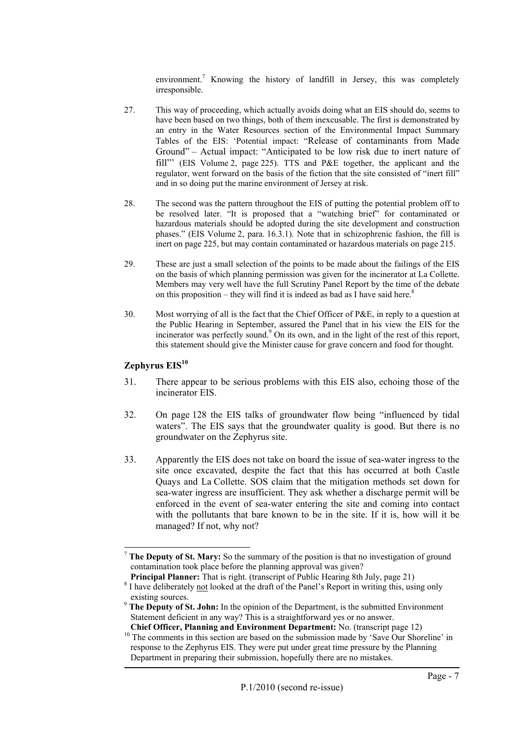environment.[7] Knowing the history of landfill in Jersey, this was completely irresponsible.

27. This way of proceeding, which actually avoids doing what an EIS should do, seems to have been based on two things, both of them inexcusable. The first is demonstrated by an entry in the Water Resources section of the Environmental Impact Summary Tables of the EIS: 'Potential impact: "Release of contaminants from Made Ground" – Actual impact: "Anticipated to be low risk due to inert nature of fill"' (EIS Volume 2, page 225). TTS and P&E together, the applicant and the regulator, went forward on the basis of the fiction that the site consisted of "inert fill" and in so doing put the marine environment of Jersey at risk.

28. The second was the pattern throughout the EIS of putting the potential problem off to be resolved later. "It is proposed that a "watching brief" for contaminated or hazardous materials should be adopted during the site development and construction phases." (EIS Volume 2, para. 16.3.1). Note that in schizophrenic fashion, the fill is inert on page 225, but may contain contaminated or hazardous materials on page 215.

29. These are just a small selection of the points to be made about the failings of the EIS on the basis of which planning permission was given for the incinerator at La Collette. Members may very well have the full Scrutiny Panel Report by the time of the debate on this proposition – they will find it is indeed as bad as I have said here.[8]

30. Most worrying of all is the fact that the Chief Officer of P&E, in reply to a question at the Public Hearing in September, assured the Panel that in his view the EIS for the incinerator was perfectly sound.[9] On its own, and in the light of the rest of this report, this statement should give the Minister cause for grave concern and food for thought.

## Zephyrus EIS[10]

31. There appear to be serious problems with this EIS also, echoing those of the incinerator EIS.

32. On page 128 the EIS talks of groundwater flow being "influenced by tidal waters". The EIS says that the groundwater quality is good. But there is no groundwater on the Zephyrus site.

33. Apparently the EIS does not take on board the issue of sea-water ingress to the site once excavated, despite the fact that this has occurred at both Castle Quays and La Collette. SOS claim that the mitigation methods set down for sea-water ingress are insufficient. They ask whether a discharge permit will be enforced in the event of sea-water entering the site and coming into contact with the pollutants that bare known to be in the site. If it is, how will it be managed? If not, why not?

---

[7] **The Deputy of St. Mary:** So the summary of the position is that no investigation of ground contamination took place before the planning approval was given?
**Principal Planner:** That is right. (transcript of Public Hearing 8th July, page 21)

[8] I have deliberately not looked at the draft of the Panel's Report in writing this, using only existing sources.

[9] **The Deputy of St. John:** In the opinion of the Department, is the submitted Environment Statement deficient in any way? This is a straightforward yes or no answer.
**Chief Officer, Planning and Environment Department:** No. (transcript page 12)

[10] The comments in this section are based on the submission made by 'Save Our Shoreline' in response to the Zephyrus EIS. They were put under great time pressure by the Planning Department in preparing their submission, hopefully there are no mistakes.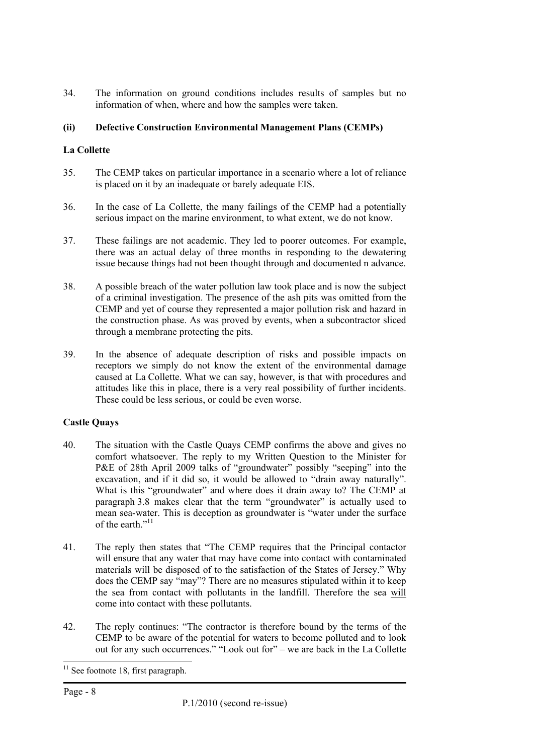34. The information on ground conditions includes results of samples but no information of when, where and how the samples were taken.

**(ii) Defective Construction Environmental Management Plans (CEMPs)**

**La Collette**

35. The CEMP takes on particular importance in a scenario where a lot of reliance is placed on it by an inadequate or barely adequate EIS.

36. In the case of La Collette, the many failings of the CEMP had a potentially serious impact on the marine environment, to what extent, we do not know.

37. These failings are not academic. They led to poorer outcomes. For example, there was an actual delay of three months in responding to the dewatering issue because things had not been thought through and documented n advance.

38. A possible breach of the water pollution law took place and is now the subject of a criminal investigation. The presence of the ash pits was omitted from the CEMP and yet of course they represented a major pollution risk and hazard in the construction phase. As was proved by events, when a subcontractor sliced through a membrane protecting the pits.

39. In the absence of adequate description of risks and possible impacts on receptors we simply do not know the extent of the environmental damage caused at La Collette. What we can say, however, is that with procedures and attitudes like this in place, there is a very real possibility of further incidents. These could be less serious, or could be even worse.

**Castle Quays**

40. The situation with the Castle Quays CEMP confirms the above and gives no comfort whatsoever. The reply to my Written Question to the Minister for P&E of 28th April 2009 talks of "groundwater" possibly "seeping" into the excavation, and if it did so, it would be allowed to "drain away naturally". What is this "groundwater" and where does it drain away to? The CEMP at paragraph 3.8 makes clear that the term "groundwater" is actually used to mean sea-water. This is deception as groundwater is "water under the surface of the earth."[11]

41. The reply then states that "The CEMP requires that the Principal contactor will ensure that any water that may have come into contact with contaminated materials will be disposed of to the satisfaction of the States of Jersey." Why does the CEMP say "may"? There are no measures stipulated within it to keep the sea from contact with pollutants in the landfill. Therefore the sea will come into contact with these pollutants.

42. The reply continues: "The contractor is therefore bound by the terms of the CEMP to be aware of the potential for waters to become polluted and to look out for any such occurrences." "Look out for" – we are back in the La Collette

[11] See footnote 18, first paragraph.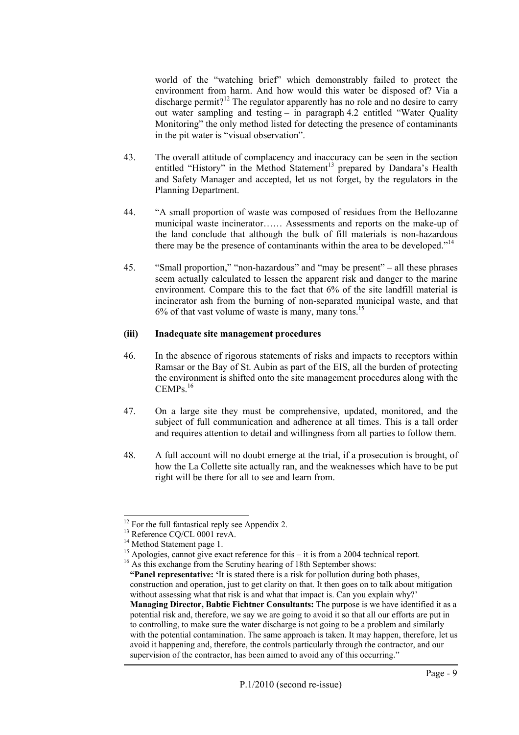world of the "watching brief" which demonstrably failed to protect the environment from harm. And how would this water be disposed of? Via a discharge permit?[12] The regulator apparently has no role and no desire to carry out water sampling and testing – in paragraph 4.2 entitled "Water Quality Monitoring" the only method listed for detecting the presence of contaminants in the pit water is "visual observation".

43. The overall attitude of complacency and inaccuracy can be seen in the section entitled "History" in the Method Statement[13] prepared by Dandara's Health and Safety Manager and accepted, let us not forget, by the regulators in the Planning Department.

44. "A small proportion of waste was composed of residues from the Bellozanne municipal waste incinerator…… Assessments and reports on the make-up of the land conclude that although the bulk of fill materials is non-hazardous there may be the presence of contaminants within the area to be developed."[14]

45. "Small proportion," "non-hazardous" and "may be present" – all these phrases seem actually calculated to lessen the apparent risk and danger to the marine environment. Compare this to the fact that 6% of the site landfill material is incinerator ash from the burning of non-separated municipal waste, and that 6% of that vast volume of waste is many, many tons.[15]

**(iii) Inadequate site management procedures**

46. In the absence of rigorous statements of risks and impacts to receptors within Ramsar or the Bay of St. Aubin as part of the EIS, all the burden of protecting the environment is shifted onto the site management procedures along with the CEMPs.[16]

47. On a large site they must be comprehensive, updated, monitored, and the subject of full communication and adherence at all times. This is a tall order and requires attention to detail and willingness from all parties to follow them.

48. A full account will no doubt emerge at the trial, if a prosecution is brought, of how the La Collette site actually ran, and the weaknesses which have to be put right will be there for all to see and learn from.

---

[12] For the full fantastical reply see Appendix 2.

[13] Reference CQ/CL 0001 revA.

[14] Method Statement page 1.

[15] Apologies, cannot give exact reference for this – it is from a 2004 technical report.

[16] As this exchange from the Scrutiny hearing of 18th September shows:

**"Panel representative:** 'It is stated there is a risk for pollution during both phases, construction and operation, just to get clarity on that. It then goes on to talk about mitigation without assessing what that risk is and what that impact is. Can you explain why?'

**Managing Director, Babtie Fichtner Consultants:** The purpose is we have identified it as a potential risk and, therefore, we say we are going to avoid it so that all our efforts are put in to controlling, to make sure the water discharge is not going to be a problem and similarly with the potential contamination. The same approach is taken. It may happen, therefore, let us avoid it happening and, therefore, the controls particularly through the contractor, and our supervision of the contractor, has been aimed to avoid any of this occurring."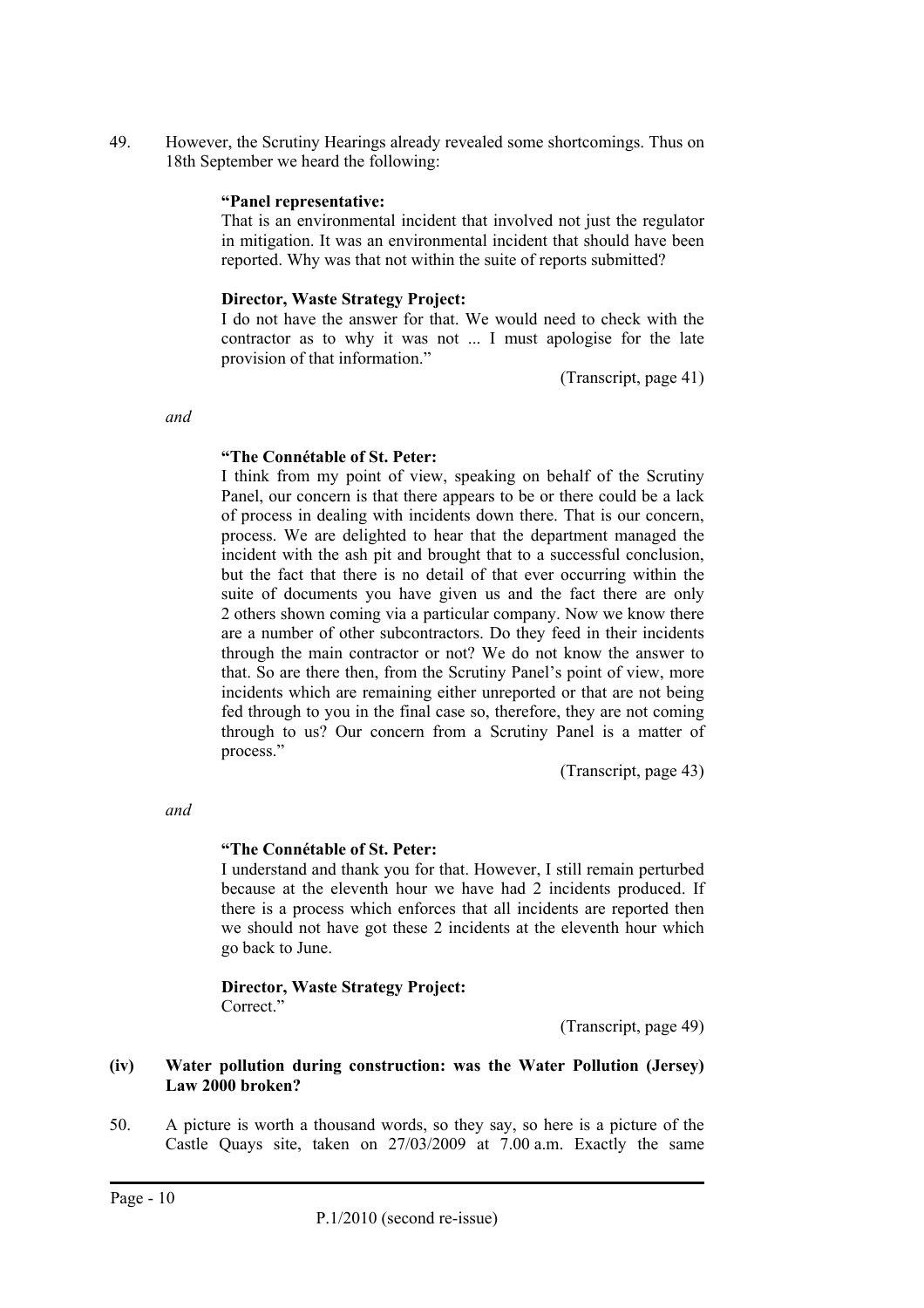49. However, the Scrutiny Hearings already revealed some shortcomings. Thus on 18th September we heard the following:

> **"Panel representative:**
> That is an environmental incident that involved not just the regulator in mitigation. It was an environmental incident that should have been reported. Why was that not within the suite of reports submitted?
>
> **Director, Waste Strategy Project:**
> I do not have the answer for that. We would need to check with the contractor as to why it was not ... I must apologise for the late provision of that information."
>
> (Transcript, page 41)

*and*

> **"The Connétable of St. Peter:**
> I think from my point of view, speaking on behalf of the Scrutiny Panel, our concern is that there appears to be or there could be a lack of process in dealing with incidents down there. That is our concern, process. We are delighted to hear that the department managed the incident with the ash pit and brought that to a successful conclusion, but the fact that there is no detail of that ever occurring within the suite of documents you have given us and the fact there are only 2 others shown coming via a particular company. Now we know there are a number of other subcontractors. Do they feed in their incidents through the main contractor or not? We do not know the answer to that. So are there then, from the Scrutiny Panel's point of view, more incidents which are remaining either unreported or that are not being fed through to you in the final case so, therefore, they are not coming through to us? Our concern from a Scrutiny Panel is a matter of process."
>
> (Transcript, page 43)

*and*

> **"The Connétable of St. Peter:**
> I understand and thank you for that. However, I still remain perturbed because at the eleventh hour we have had 2 incidents produced. If there is a process which enforces that all incidents are reported then we should not have got these 2 incidents at the eleventh hour which go back to June.
>
> **Director, Waste Strategy Project:**
> Correct."
>
> (Transcript, page 49)

### (iv) Water pollution during construction: was the Water Pollution (Jersey) Law 2000 broken?

50. A picture is worth a thousand words, so they say, so here is a picture of the Castle Quays site, taken on 27/03/2009 at 7.00 a.m. Exactly the same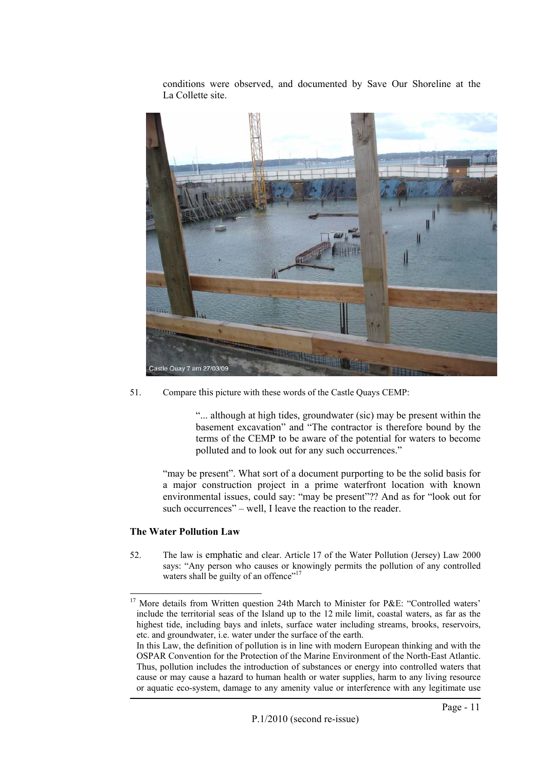conditions were observed, and documented by Save Our Shoreline at the La Collette site.

51. Compare this picture with these words of the Castle Quays CEMP:

> "... although at high tides, groundwater (sic) may be present within the basement excavation" and "The contractor is therefore bound by the terms of the CEMP to be aware of the potential for waters to become polluted and to look out for any such occurrences."

"may be present". What sort of a document purporting to be the solid basis for a major construction project in a prime waterfront location with known environmental issues, could say: "may be present"?? And as for "look out for such occurrences" – well, I leave the reaction to the reader.

**The Water Pollution Law**

52. The law is emphatic and clear. Article 17 of the Water Pollution (Jersey) Law 2000 says: "Any person who causes or knowingly permits the pollution of any controlled waters shall be guilty of an offence"[17]

[17] More details from Written question 24th March to Minister for P&E: "Controlled waters' include the territorial seas of the Island up to the 12 mile limit, coastal waters, as far as the highest tide, including bays and inlets, surface water including streams, brooks, reservoirs, etc. and groundwater, i.e. water under the surface of the earth.
In this Law, the definition of pollution is in line with modern European thinking and with the OSPAR Convention for the Protection of the Marine Environment of the North-East Atlantic. Thus, pollution includes the introduction of substances or energy into controlled waters that cause or may cause a hazard to human health or water supplies, harm to any living resource or aquatic eco-system, damage to any amenity value or interference with any legitimate use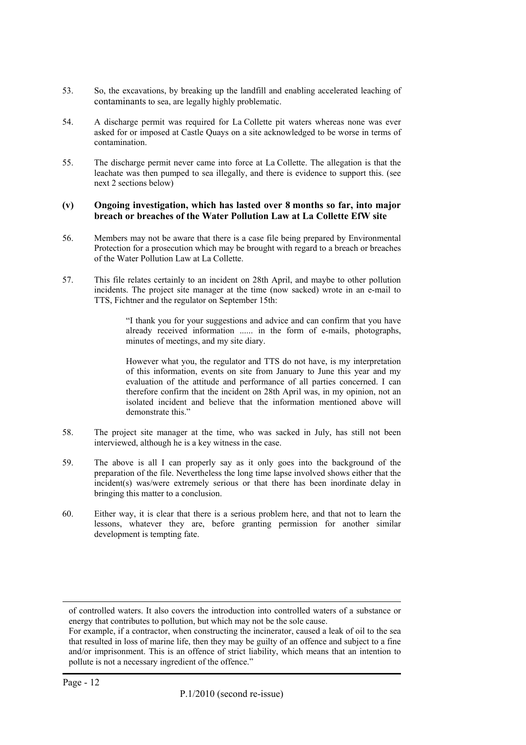53. So, the excavations, by breaking up the landfill and enabling accelerated leaching of contaminants to sea, are legally highly problematic.

54. A discharge permit was required for La Collette pit waters whereas none was ever asked for or imposed at Castle Quays on a site acknowledged to be worse in terms of contamination.

55. The discharge permit never came into force at La Collette. The allegation is that the leachate was then pumped to sea illegally, and there is evidence to support this. (see next 2 sections below)

### (v) Ongoing investigation, which has lasted over 8 months so far, into major breach or breaches of the Water Pollution Law at La Collette EfW site

56. Members may not be aware that there is a case file being prepared by Environmental Protection for a prosecution which may be brought with regard to a breach or breaches of the Water Pollution Law at La Collette.

57. This file relates certainly to an incident on 28th April, and maybe to other pollution incidents. The project site manager at the time (now sacked) wrote in an e-mail to TTS, Fichtner and the regulator on September 15th:

> "I thank you for your suggestions and advice and can confirm that you have already received information ...... in the form of e-mails, photographs, minutes of meetings, and my site diary.
>
> However what you, the regulator and TTS do not have, is my interpretation of this information, events on site from January to June this year and my evaluation of the attitude and performance of all parties concerned. I can therefore confirm that the incident on 28th April was, in my opinion, not an isolated incident and believe that the information mentioned above will demonstrate this."

58. The project site manager at the time, who was sacked in July, has still not been interviewed, although he is a key witness in the case.

59. The above is all I can properly say as it only goes into the background of the preparation of the file. Nevertheless the long time lapse involved shows either that the incident(s) was/were extremely serious or that there has been inordinate delay in bringing this matter to a conclusion.

60. Either way, it is clear that there is a serious problem here, and that not to learn the lessons, whatever they are, before granting permission for another similar development is tempting fate.

---

of controlled waters. It also covers the introduction into controlled waters of a substance or energy that contributes to pollution, but which may not be the sole cause.
For example, if a contractor, when constructing the incinerator, caused a leak of oil to the sea that resulted in loss of marine life, then they may be guilty of an offence and subject to a fine and/or imprisonment. This is an offence of strict liability, which means that an intention to pollute is not a necessary ingredient of the offence."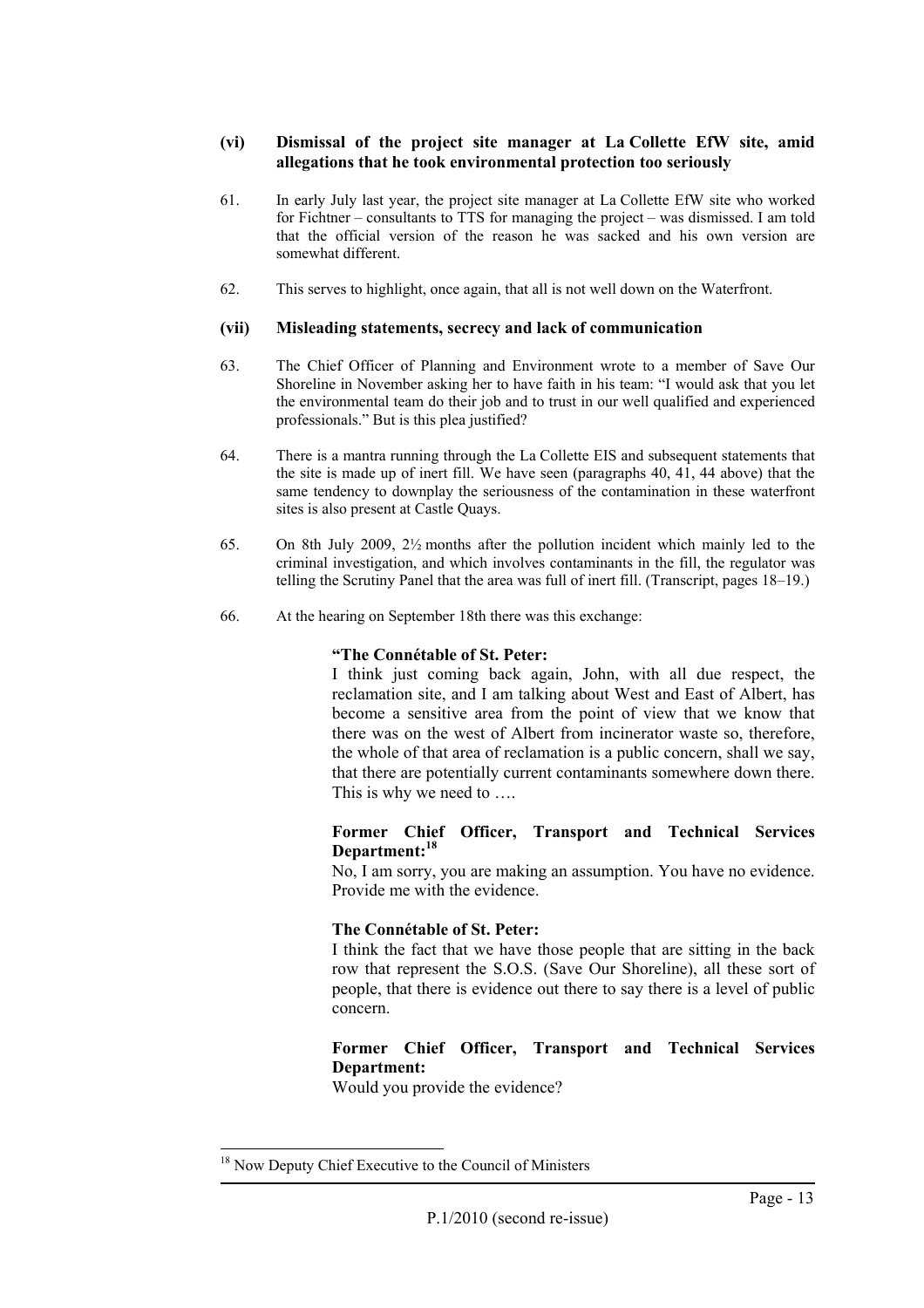### (vi) Dismissal of the project site manager at La Collette EfW site, amid allegations that he took environmental protection too seriously

61. In early July last year, the project site manager at La Collette EfW site who worked for Fichtner – consultants to TTS for managing the project – was dismissed. I am told that the official version of the reason he was sacked and his own version are somewhat different.

62. This serves to highlight, once again, that all is not well down on the Waterfront.

### (vii) Misleading statements, secrecy and lack of communication

63. The Chief Officer of Planning and Environment wrote to a member of Save Our Shoreline in November asking her to have faith in his team: "I would ask that you let the environmental team do their job and to trust in our well qualified and experienced professionals." But is this plea justified?

64. There is a mantra running through the La Collette EIS and subsequent statements that the site is made up of inert fill. We have seen (paragraphs 40, 41, 44 above) that the same tendency to downplay the seriousness of the contamination in these waterfront sites is also present at Castle Quays.

65. On 8th July 2009, 2½ months after the pollution incident which mainly led to the criminal investigation, and which involves contaminants in the fill, the regulator was telling the Scrutiny Panel that the area was full of inert fill. (Transcript, pages 18–19.)

66. At the hearing on September 18th there was this exchange:

> **"The Connétable of St. Peter:**
> I think just coming back again, John, with all due respect, the reclamation site, and I am talking about West and East of Albert, has become a sensitive area from the point of view that we know that there was on the west of Albert from incinerator waste so, therefore, the whole of that area of reclamation is a public concern, shall we say, that there are potentially current contaminants somewhere down there. This is why we need to ….
>
> **Former Chief Officer, Transport and Technical Services Department:[18]**
> No, I am sorry, you are making an assumption. You have no evidence. Provide me with the evidence.
>
> **The Connétable of St. Peter:**
> I think the fact that we have those people that are sitting in the back row that represent the S.O.S. (Save Our Shoreline), all these sort of people, that there is evidence out there to say there is a level of public concern.
>
> **Former Chief Officer, Transport and Technical Services Department:**
> Would you provide the evidence?

[18] Now Deputy Chief Executive to the Council of Ministers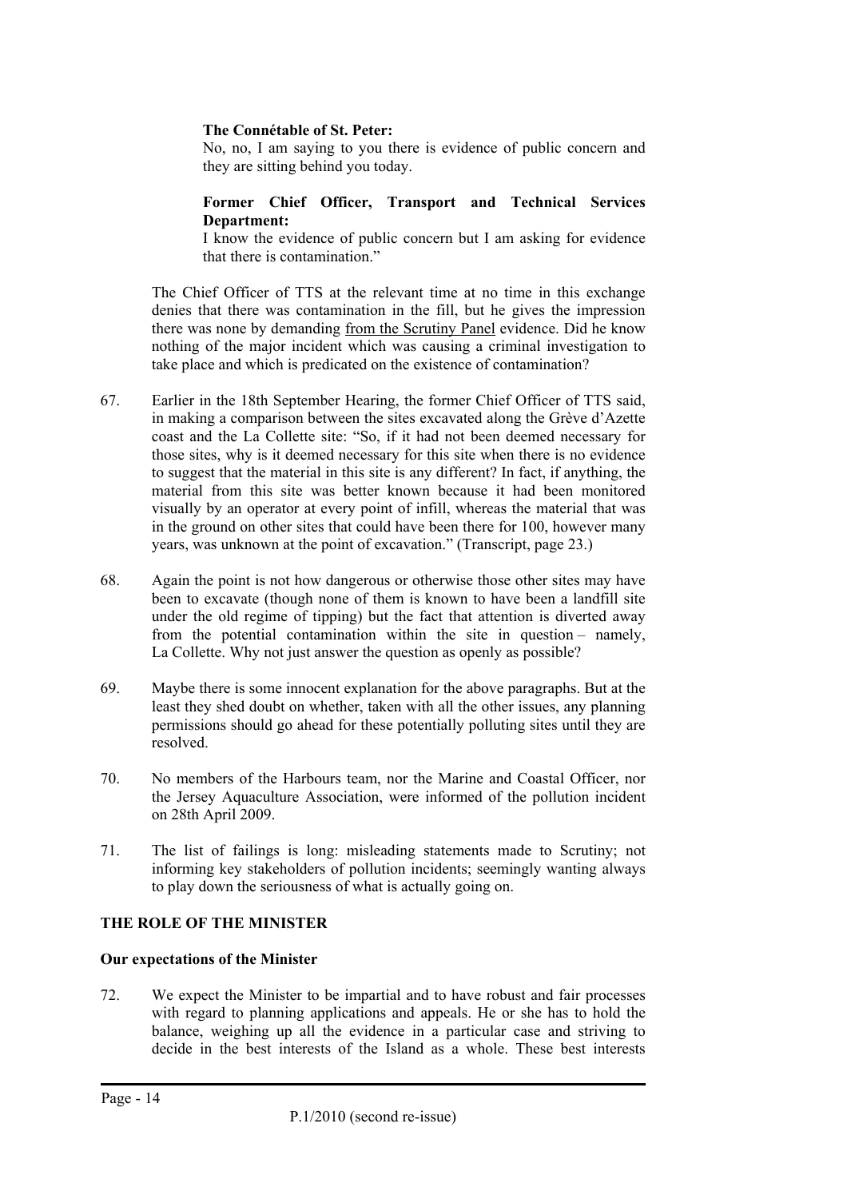**The Connétable of St. Peter:**

No, no, I am saying to you there is evidence of public concern and they are sitting behind you today.

**Former Chief Officer, Transport and Technical Services Department:**

I know the evidence of public concern but I am asking for evidence that there is contamination."

The Chief Officer of TTS at the relevant time at no time in this exchange denies that there was contamination in the fill, but he gives the impression there was none by demanding from the Scrutiny Panel evidence. Did he know nothing of the major incident which was causing a criminal investigation to take place and which is predicated on the existence of contamination?

67. Earlier in the 18th September Hearing, the former Chief Officer of TTS said, in making a comparison between the sites excavated along the Grève d'Azette coast and the La Collette site: "So, if it had not been deemed necessary for those sites, why is it deemed necessary for this site when there is no evidence to suggest that the material in this site is any different? In fact, if anything, the material from this site was better known because it had been monitored visually by an operator at every point of infill, whereas the material that was in the ground on other sites that could have been there for 100, however many years, was unknown at the point of excavation." (Transcript, page 23.)

68. Again the point is not how dangerous or otherwise those other sites may have been to excavate (though none of them is known to have been a landfill site under the old regime of tipping) but the fact that attention is diverted away from the potential contamination within the site in question – namely, La Collette. Why not just answer the question as openly as possible?

69. Maybe there is some innocent explanation for the above paragraphs. But at the least they shed doubt on whether, taken with all the other issues, any planning permissions should go ahead for these potentially polluting sites until they are resolved.

70. No members of the Harbours team, nor the Marine and Coastal Officer, nor the Jersey Aquaculture Association, were informed of the pollution incident on 28th April 2009.

71. The list of failings is long: misleading statements made to Scrutiny; not informing key stakeholders of pollution incidents; seemingly wanting always to play down the seriousness of what is actually going on.

## THE ROLE OF THE MINISTER

### Our expectations of the Minister

72. We expect the Minister to be impartial and to have robust and fair processes with regard to planning applications and appeals. He or she has to hold the balance, weighing up all the evidence in a particular case and striving to decide in the best interests of the Island as a whole. These best interests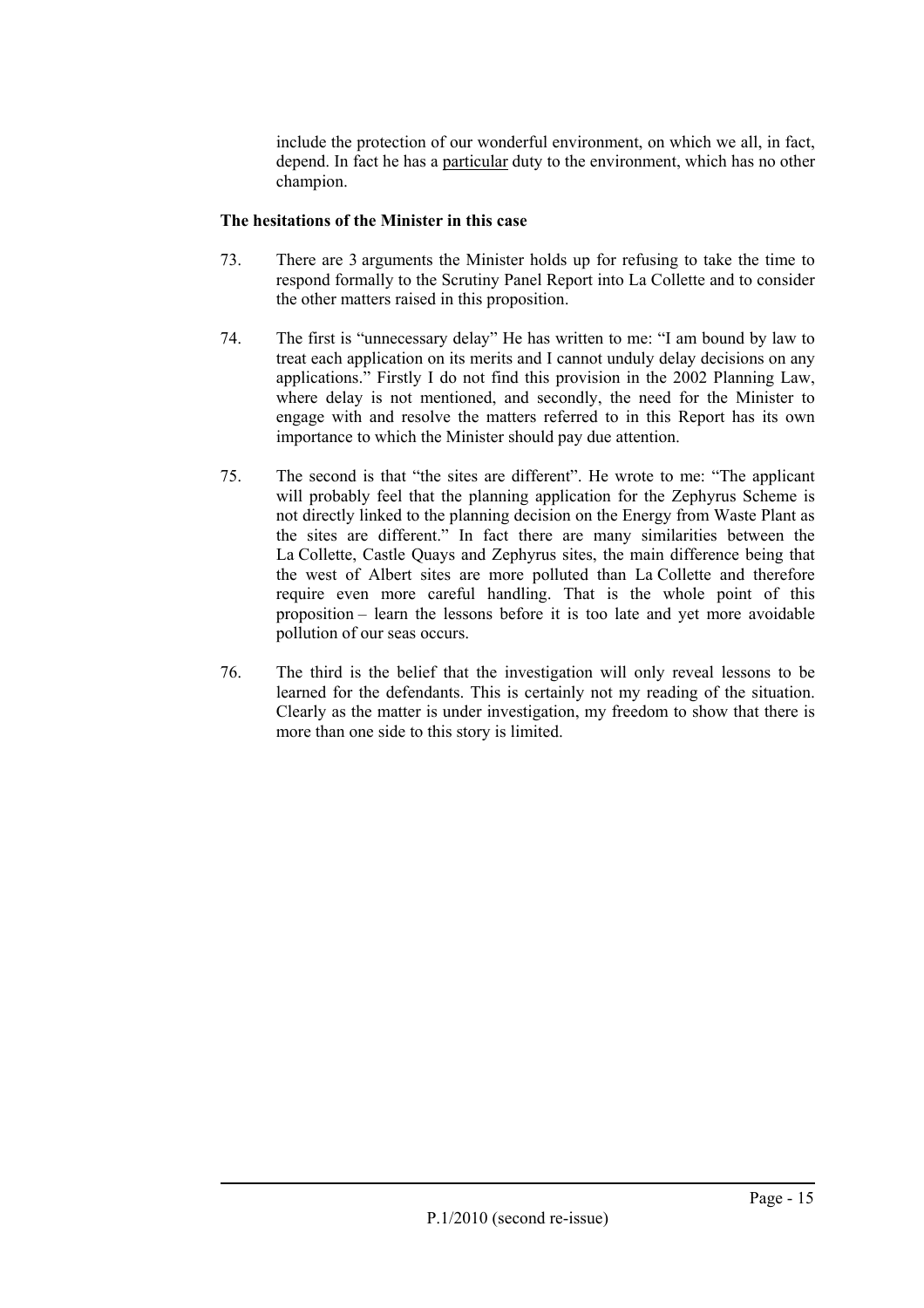include the protection of our wonderful environment, on which we all, in fact, depend. In fact he has a <u>particular</u> duty to the environment, which has no other champion.

**The hesitations of the Minister in this case**

73. There are 3 arguments the Minister holds up for refusing to take the time to respond formally to the Scrutiny Panel Report into La Collette and to consider the other matters raised in this proposition.

74. The first is "unnecessary delay" He has written to me: "I am bound by law to treat each application on its merits and I cannot unduly delay decisions on any applications." Firstly I do not find this provision in the 2002 Planning Law, where delay is not mentioned, and secondly, the need for the Minister to engage with and resolve the matters referred to in this Report has its own importance to which the Minister should pay due attention.

75. The second is that "the sites are different". He wrote to me: "The applicant will probably feel that the planning application for the Zephyrus Scheme is not directly linked to the planning decision on the Energy from Waste Plant as the sites are different." In fact there are many similarities between the La Collette, Castle Quays and Zephyrus sites, the main difference being that the west of Albert sites are more polluted than La Collette and therefore require even more careful handling. That is the whole point of this proposition – learn the lessons before it is too late and yet more avoidable pollution of our seas occurs.

76. The third is the belief that the investigation will only reveal lessons to be learned for the defendants. This is certainly not my reading of the situation. Clearly as the matter is under investigation, my freedom to show that there is more than one side to this story is limited.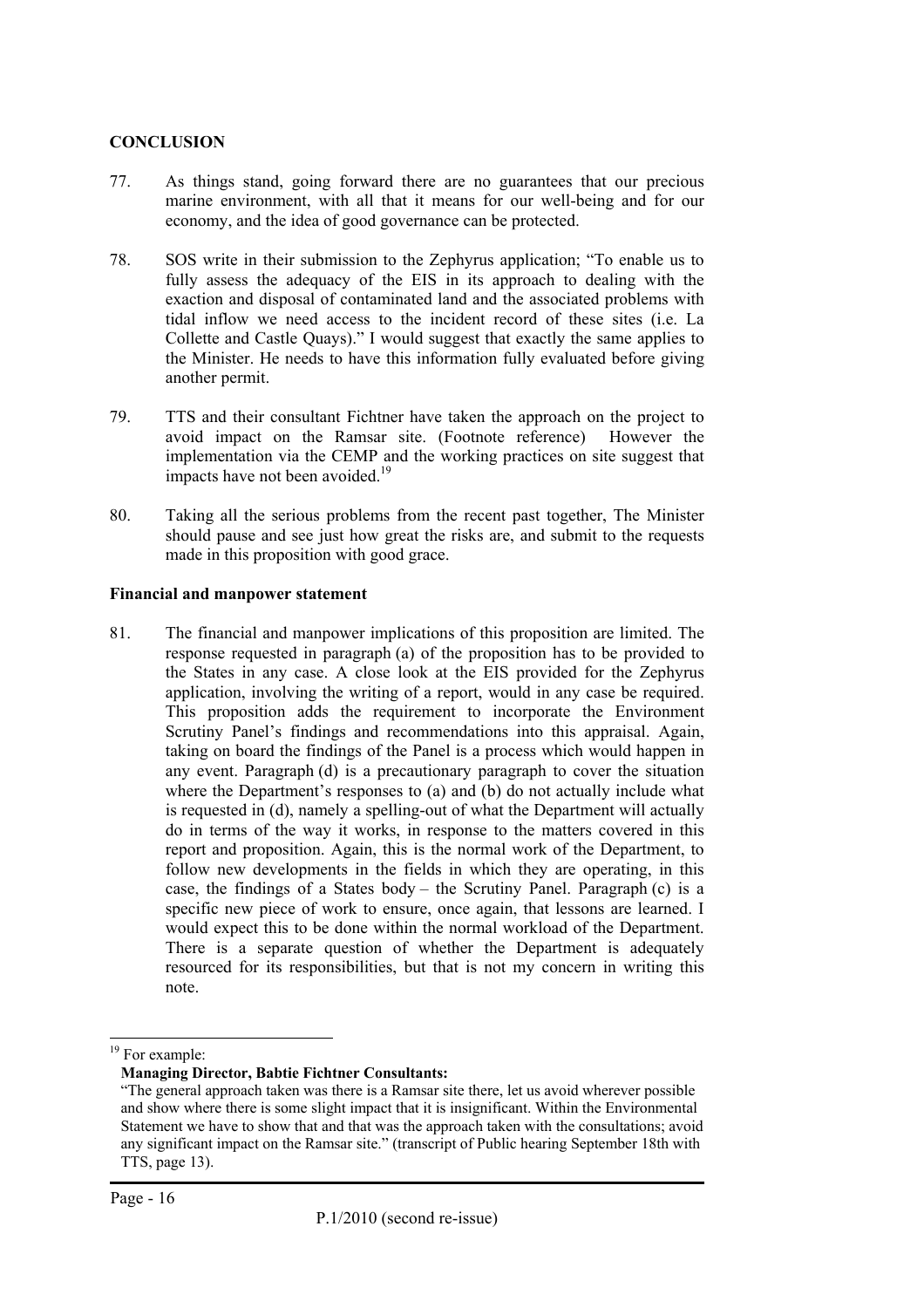**CONCLUSION**

77. As things stand, going forward there are no guarantees that our precious marine environment, with all that it means for our well-being and for our economy, and the idea of good governance can be protected.

78. SOS write in their submission to the Zephyrus application; "To enable us to fully assess the adequacy of the EIS in its approach to dealing with the exaction and disposal of contaminated land and the associated problems with tidal inflow we need access to the incident record of these sites (i.e. La Collette and Castle Quays)." I would suggest that exactly the same applies to the Minister. He needs to have this information fully evaluated before giving another permit.

79. TTS and their consultant Fichtner have taken the approach on the project to avoid impact on the Ramsar site. (Footnote reference) However the implementation via the CEMP and the working practices on site suggest that impacts have not been avoided.[19]

80. Taking all the serious problems from the recent past together, The Minister should pause and see just how great the risks are, and submit to the requests made in this proposition with good grace.

**Financial and manpower statement**

81. The financial and manpower implications of this proposition are limited. The response requested in paragraph (a) of the proposition has to be provided to the States in any case. A close look at the EIS provided for the Zephyrus application, involving the writing of a report, would in any case be required. This proposition adds the requirement to incorporate the Environment Scrutiny Panel's findings and recommendations into this appraisal. Again, taking on board the findings of the Panel is a process which would happen in any event. Paragraph (d) is a precautionary paragraph to cover the situation where the Department's responses to (a) and (b) do not actually include what is requested in (d), namely a spelling-out of what the Department will actually do in terms of the way it works, in response to the matters covered in this report and proposition. Again, this is the normal work of the Department, to follow new developments in the fields in which they are operating, in this case, the findings of a States body – the Scrutiny Panel. Paragraph (c) is a specific new piece of work to ensure, once again, that lessons are learned. I would expect this to be done within the normal workload of the Department. There is a separate question of whether the Department is adequately resourced for its responsibilities, but that is not my concern in writing this note.

---

[19] For example:

**Managing Director, Babtie Fichtner Consultants:**

"The general approach taken was there is a Ramsar site there, let us avoid wherever possible and show where there is some slight impact that it is insignificant. Within the Environmental Statement we have to show that and that was the approach taken with the consultations; avoid any significant impact on the Ramsar site." (transcript of Public hearing September 18th with TTS, page 13).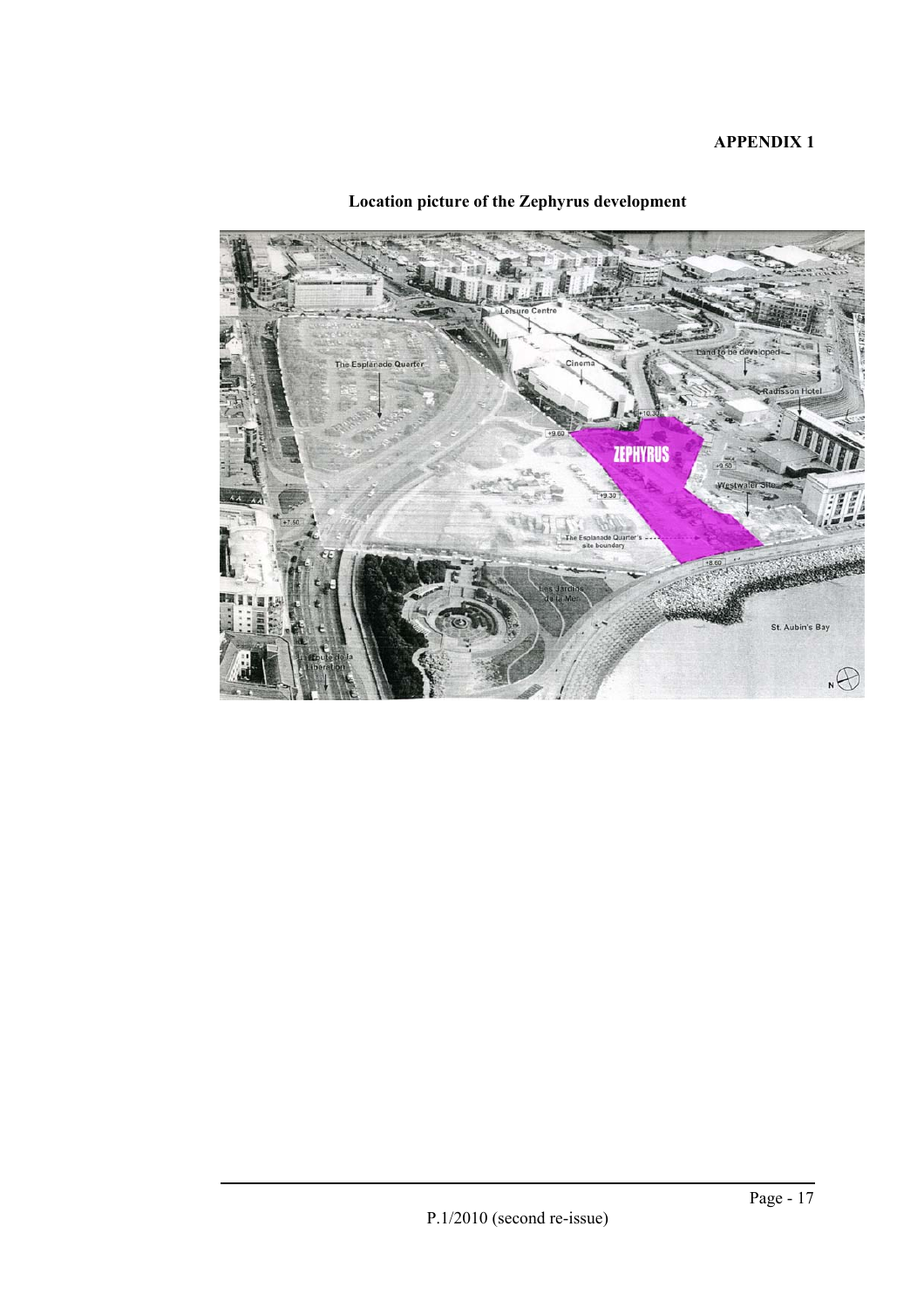**APPENDIX 1**

**Location picture of the Zephyrus development**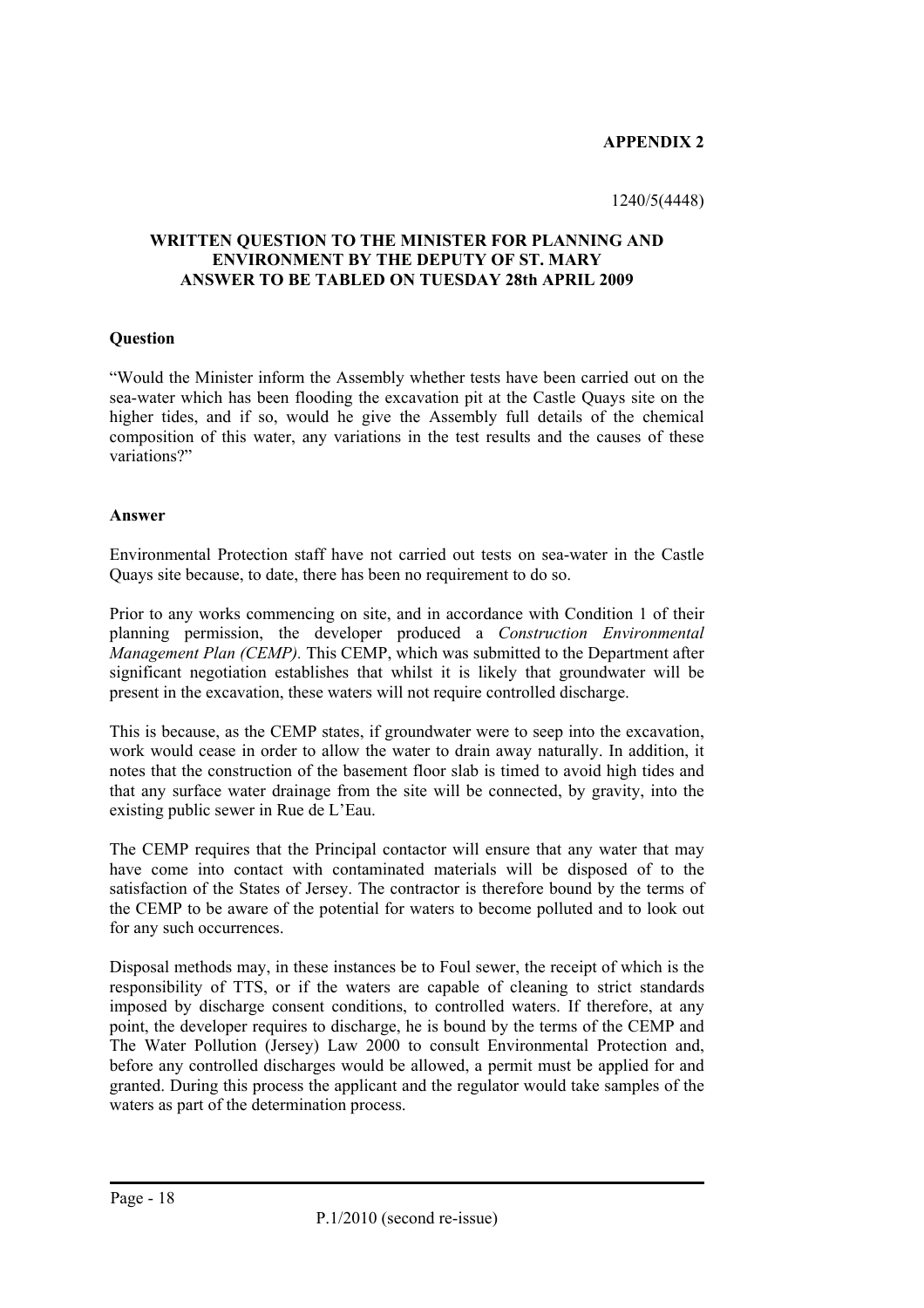**APPENDIX 2**

1240/5(4448)

**WRITTEN QUESTION TO THE MINISTER FOR PLANNING AND ENVIRONMENT BY THE DEPUTY OF ST. MARY**
**ANSWER TO BE TABLED ON TUESDAY 28th APRIL 2009**

**Question**

"Would the Minister inform the Assembly whether tests have been carried out on the sea-water which has been flooding the excavation pit at the Castle Quays site on the higher tides, and if so, would he give the Assembly full details of the chemical composition of this water, any variations in the test results and the causes of these variations?"

**Answer**

Environmental Protection staff have not carried out tests on sea-water in the Castle Quays site because, to date, there has been no requirement to do so.

Prior to any works commencing on site, and in accordance with Condition 1 of their planning permission, the developer produced a *Construction Environmental Management Plan (CEMP).* This CEMP, which was submitted to the Department after significant negotiation establishes that whilst it is likely that groundwater will be present in the excavation, these waters will not require controlled discharge.

This is because, as the CEMP states, if groundwater were to seep into the excavation, work would cease in order to allow the water to drain away naturally. In addition, it notes that the construction of the basement floor slab is timed to avoid high tides and that any surface water drainage from the site will be connected, by gravity, into the existing public sewer in Rue de L'Eau.

The CEMP requires that the Principal contactor will ensure that any water that may have come into contact with contaminated materials will be disposed of to the satisfaction of the States of Jersey. The contractor is therefore bound by the terms of the CEMP to be aware of the potential for waters to become polluted and to look out for any such occurrences.

Disposal methods may, in these instances be to Foul sewer, the receipt of which is the responsibility of TTS, or if the waters are capable of cleaning to strict standards imposed by discharge consent conditions, to controlled waters. If therefore, at any point, the developer requires to discharge, he is bound by the terms of the CEMP and The Water Pollution (Jersey) Law 2000 to consult Environmental Protection and, before any controlled discharges would be allowed, a permit must be applied for and granted. During this process the applicant and the regulator would take samples of the waters as part of the determination process.